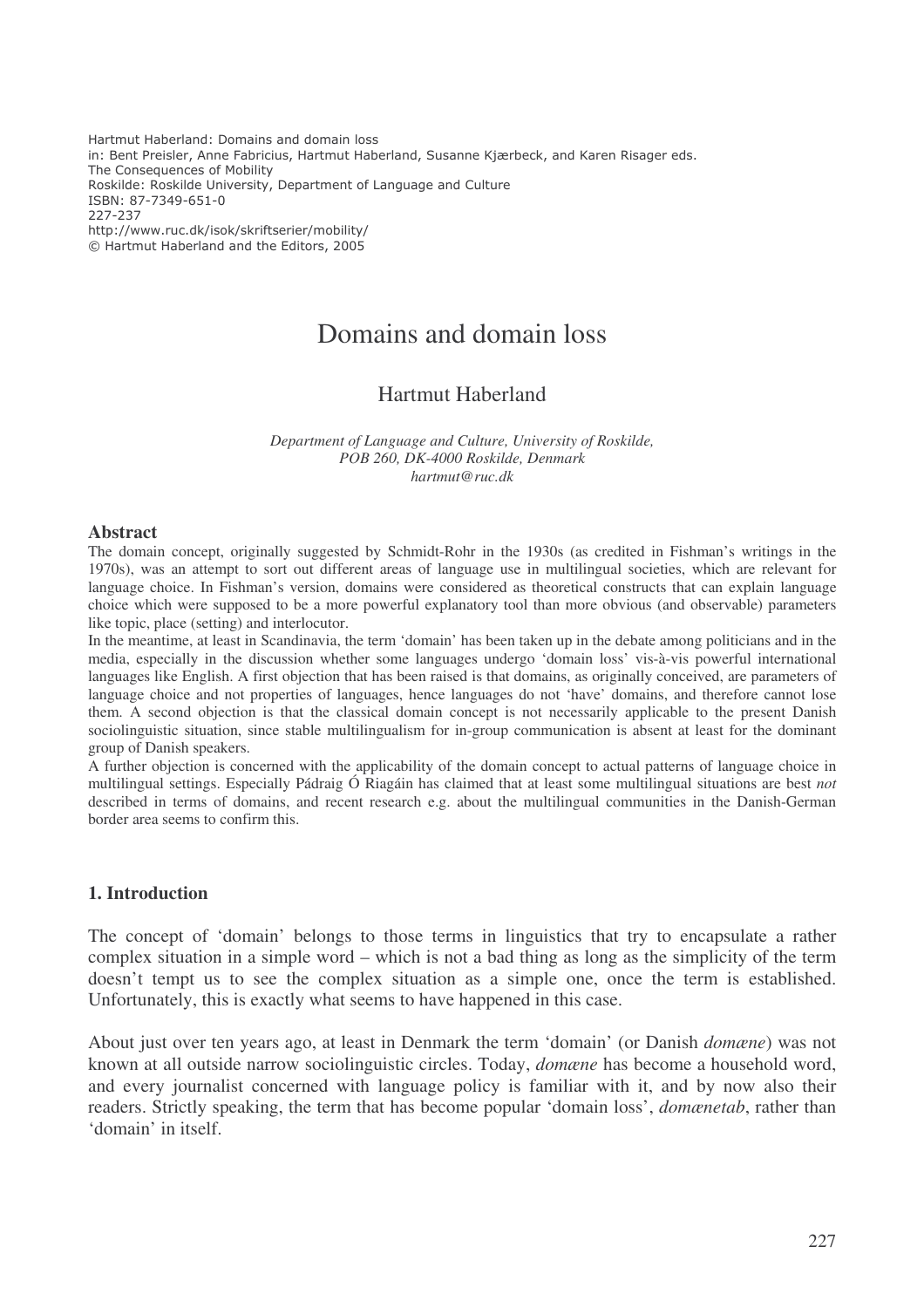Hartmut Haberland: Domains and domain loss
in: Bent Preisler, Anne Fabricius, Hartmut Haberland, Susanne Kjærbeck, and Karen Risager eds.
The Consequences of Mobility
Roskilde: Roskilde University, Department of Language and Culture
ISBN: 87-7349-651-0
227-237
http://www.ruc.dk/isok/skriftserier/mobility/
© Hartmut Haberland and the Editors, 2005

# Domains and domain loss

Hartmut Haberland

*Department of Language and Culture, University of Roskilde, POB 260, DK-4000 Roskilde, Denmark*
*hartmut@ruc.dk*

## Abstract

The domain concept, originally suggested by Schmidt-Rohr in the 1930s (as credited in Fishman's writings in the 1970s), was an attempt to sort out different areas of language use in multilingual societies, which are relevant for language choice. In Fishman's version, domains were considered as theoretical constructs that can explain language choice which were supposed to be a more powerful explanatory tool than more obvious (and observable) parameters like topic, place (setting) and interlocutor.

In the meantime, at least in Scandinavia, the term 'domain' has been taken up in the debate among politicians and in the media, especially in the discussion whether some languages undergo 'domain loss' vis-à-vis powerful international languages like English. A first objection that has been raised is that domains, as originally conceived, are parameters of language choice and not properties of languages, hence languages do not 'have' domains, and therefore cannot lose them. A second objection is that the classical domain concept is not necessarily applicable to the present Danish sociolinguistic situation, since stable multilingualism for in-group communication is absent at least for the dominant group of Danish speakers.

A further objection is concerned with the applicability of the domain concept to actual patterns of language choice in multilingual settings. Especially Pádraig Ó Riagáin has claimed that at least some multilingual situations are best *not* described in terms of domains, and recent research e.g. about the multilingual communities in the Danish-German border area seems to confirm this.

## 1. Introduction

The concept of 'domain' belongs to those terms in linguistics that try to encapsulate a rather complex situation in a simple word – which is not a bad thing as long as the simplicity of the term doesn't tempt us to see the complex situation as a simple one, once the term is established. Unfortunately, this is exactly what seems to have happened in this case.

About just over ten years ago, at least in Denmark the term 'domain' (or Danish *domæne*) was not known at all outside narrow sociolinguistic circles. Today, *domæne* has become a household word, and every journalist concerned with language policy is familiar with it, and by now also their readers. Strictly speaking, the term that has become popular 'domain loss', *domænetab*, rather than 'domain' in itself.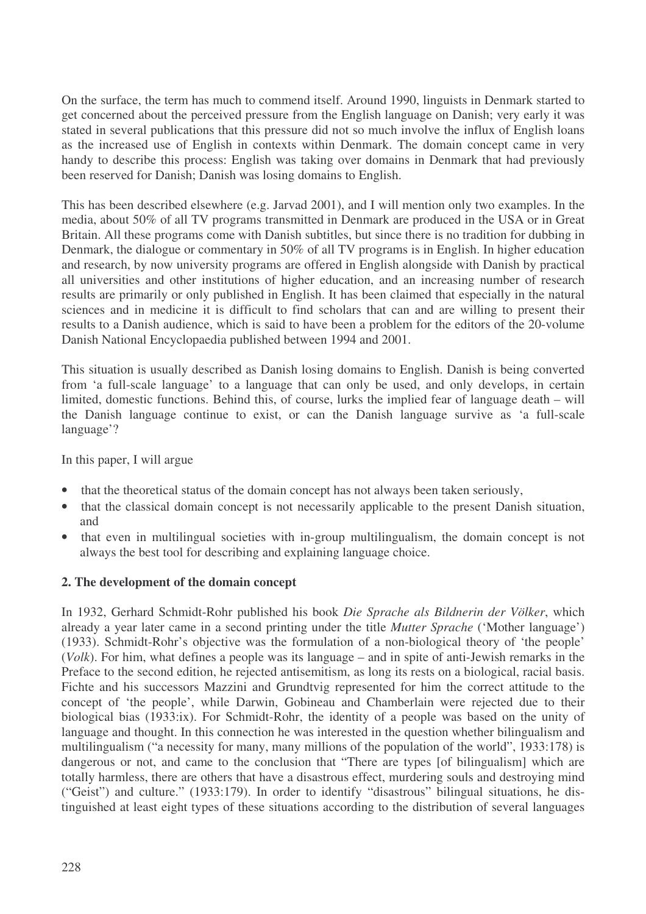On the surface, the term has much to commend itself. Around 1990, linguists in Denmark started to get concerned about the perceived pressure from the English language on Danish; very early it was stated in several publications that this pressure did not so much involve the influx of English loans as the increased use of English in contexts within Denmark. The domain concept came in very handy to describe this process: English was taking over domains in Denmark that had previously been reserved for Danish; Danish was losing domains to English.

This has been described elsewhere (e.g. Jarvad 2001), and I will mention only two examples. In the media, about 50% of all TV programs transmitted in Denmark are produced in the USA or in Great Britain. All these programs come with Danish subtitles, but since there is no tradition for dubbing in Denmark, the dialogue or commentary in 50% of all TV programs is in English. In higher education and research, by now university programs are offered in English alongside with Danish by practical all universities and other institutions of higher education, and an increasing number of research results are primarily or only published in English. It has been claimed that especially in the natural sciences and in medicine it is difficult to find scholars that can and are willing to present their results to a Danish audience, which is said to have been a problem for the editors of the 20-volume Danish National Encyclopaedia published between 1994 and 2001.

This situation is usually described as Danish losing domains to English. Danish is being converted from 'a full-scale language' to a language that can only be used, and only develops, in certain limited, domestic functions. Behind this, of course, lurks the implied fear of language death – will the Danish language continue to exist, or can the Danish language survive as 'a full-scale language'?

In this paper, I will argue

- that the theoretical status of the domain concept has not always been taken seriously,
- that the classical domain concept is not necessarily applicable to the present Danish situation, and
- that even in multilingual societies with in-group multilingualism, the domain concept is not always the best tool for describing and explaining language choice.

## 2. The development of the domain concept

In 1932, Gerhard Schmidt-Rohr published his book *Die Sprache als Bildnerin der Völker*, which already a year later came in a second printing under the title *Mutter Sprache* ('Mother language') (1933). Schmidt-Rohr's objective was the formulation of a non-biological theory of 'the people' (*Volk*). For him, what defines a people was its language – and in spite of anti-Jewish remarks in the Preface to the second edition, he rejected antisemitism, as long its rests on a biological, racial basis. Fichte and his successors Mazzini and Grundtvig represented for him the correct attitude to the concept of 'the people', while Darwin, Gobineau and Chamberlain were rejected due to their biological bias (1933:ix). For Schmidt-Rohr, the identity of a people was based on the unity of language and thought. In this connection he was interested in the question whether bilingualism and multilingualism ("a necessity for many, many millions of the population of the world", 1933:178) is dangerous or not, and came to the conclusion that "There are types [of bilingualism] which are totally harmless, there are others that have a disastrous effect, murdering souls and destroying mind ("Geist") and culture." (1933:179). In order to identify "disastrous" bilingual situations, he distinguished at least eight types of these situations according to the distribution of several languages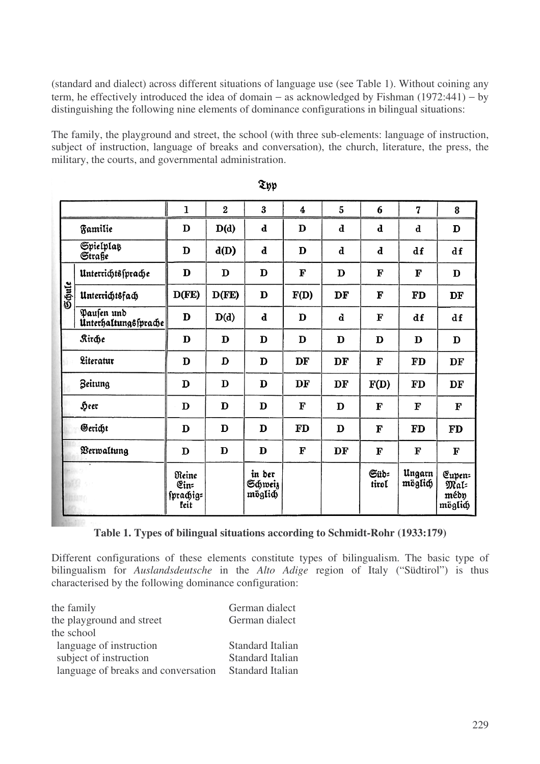(standard and dialect) across different situations of language use (see Table 1). Without coining any term, he effectively introduced the idea of domain – as acknowledged by Fishman (1972:441) – by distinguishing the following nine elements of dominance configurations in bilingual situations:

The family, the playground and street, the school (with three sub-elements: language of instruction, subject of instruction, language of breaks and conversation), the church, literature, the press, the military, the courts, and governmental administration.

| | | Typ | | | | | | | |
|---|---|---|---|---|---|---|---|---|---|
| | | 1 | 2 | 3 | 4 | 5 | 6 | 7 | 8 |
| Familie | | D | D(d) | d | D | d | d | d | D |
| Spielplatz Straße | | D | d(D) | d | D | d | d | df | df |
| Schule | Unterrichtssprache | D | D | D | F | D | F | F | D |
| | Unterrichtsfach | D(FE) | D(FE) | D | F(D) | DF | F | FD | DF |
| | Pausen und Unterhaltungssprache | D | D(d) | d | D | d | F | df | df |
| Kirche | | D | D | D | D | D | D | D | D |
| Literatur | | D | D | D | DF | DF | F | FD | DF |
| Zeitung | | D | D | D | DF | DF | F(D) | FD | DF |
| Heer | | D | D | D | F | D | F | F | F |
| Gericht | | D | D | D | FD | D | F | FD | FD |
| Verwaltung | | D | D | D | F | DF | F | F | F |
| | | Reine Einsprachigkeit | | in der Schweiz möglich | | | Südtirol | Ungarn möglich | Eupen-Malmédy möglich |

**Table 1. Types of bilingual situations according to Schmidt-Rohr (1933:179)**

Different configurations of these elements constitute types of bilingualism. The basic type of bilingualism for *Auslandsdeutsche* in the *Alto Adige* region of Italy ("Südtirol") is thus characterised by the following dominance configuration:

| | |
|---|---|
| the family | German dialect |
| the playground and street | German dialect |
| the school | |
| language of instruction | Standard Italian |
| subject of instruction | Standard Italian |
| language of breaks and conversation | Standard Italian |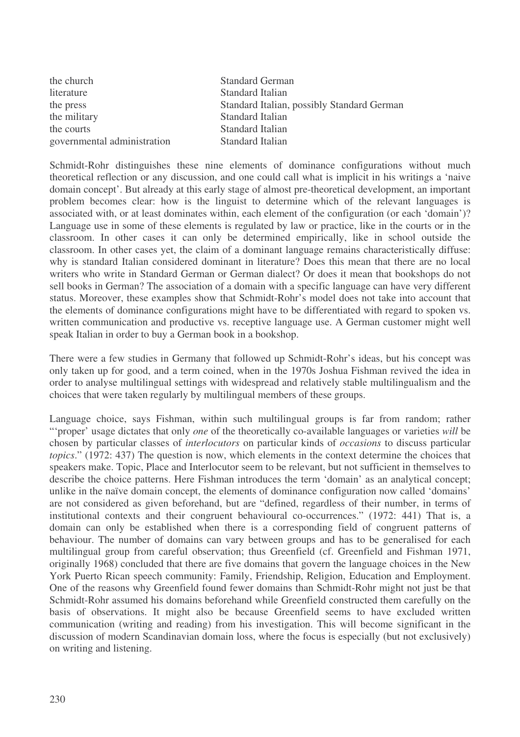| | |
|---|---|
| the church | Standard German |
| literature | Standard Italian |
| the press | Standard Italian, possibly Standard German |
| the military | Standard Italian |
| the courts | Standard Italian |
| governmental administration | Standard Italian |

Schmidt-Rohr distinguishes these nine elements of dominance configurations without much theoretical reflection or any discussion, and one could call what is implicit in his writings a 'naive domain concept'. But already at this early stage of almost pre-theoretical development, an important problem becomes clear: how is the linguist to determine which of the relevant languages is associated with, or at least dominates within, each element of the configuration (or each 'domain')? Language use in some of these elements is regulated by law or practice, like in the courts or in the classroom. In other cases it can only be determined empirically, like in school outside the classroom. In other cases yet, the claim of a dominant language remains characteristically diffuse: why is standard Italian considered dominant in literature? Does this mean that there are no local writers who write in Standard German or German dialect? Or does it mean that bookshops do not sell books in German? The association of a domain with a specific language can have very different status. Moreover, these examples show that Schmidt-Rohr's model does not take into account that the elements of dominance configurations might have to be differentiated with regard to spoken vs. written communication and productive vs. receptive language use. A German customer might well speak Italian in order to buy a German book in a bookshop.

There were a few studies in Germany that followed up Schmidt-Rohr's ideas, but his concept was only taken up for good, and a term coined, when in the 1970s Joshua Fishman revived the idea in order to analyse multilingual settings with widespread and relatively stable multilingualism and the choices that were taken regularly by multilingual members of these groups.

Language choice, says Fishman, within such multilingual groups is far from random; rather "'proper' usage dictates that only *one* of the theoretically co-available languages or varieties *will* be chosen by particular classes of *interlocutors* on particular kinds of *occasions* to discuss particular *topics*." (1972: 437) The question is now, which elements in the context determine the choices that speakers make. Topic, Place and Interlocutor seem to be relevant, but not sufficient in themselves to describe the choice patterns. Here Fishman introduces the term 'domain' as an analytical concept; unlike in the naïve domain concept, the elements of dominance configuration now called 'domains' are not considered as given beforehand, but are "defined, regardless of their number, in terms of institutional contexts and their congruent behavioural co-occurrences." (1972: 441) That is, a domain can only be established when there is a corresponding field of congruent patterns of behaviour. The number of domains can vary between groups and has to be generalised for each multilingual group from careful observation; thus Greenfield (cf. Greenfield and Fishman 1971, originally 1968) concluded that there are five domains that govern the language choices in the New York Puerto Rican speech community: Family, Friendship, Religion, Education and Employment. One of the reasons why Greenfield found fewer domains than Schmidt-Rohr might not just be that Schmidt-Rohr assumed his domains beforehand while Greenfield constructed them carefully on the basis of observations. It might also be because Greenfield seems to have excluded written communication (writing and reading) from his investigation. This will become significant in the discussion of modern Scandinavian domain loss, where the focus is especially (but not exclusively) on writing and listening.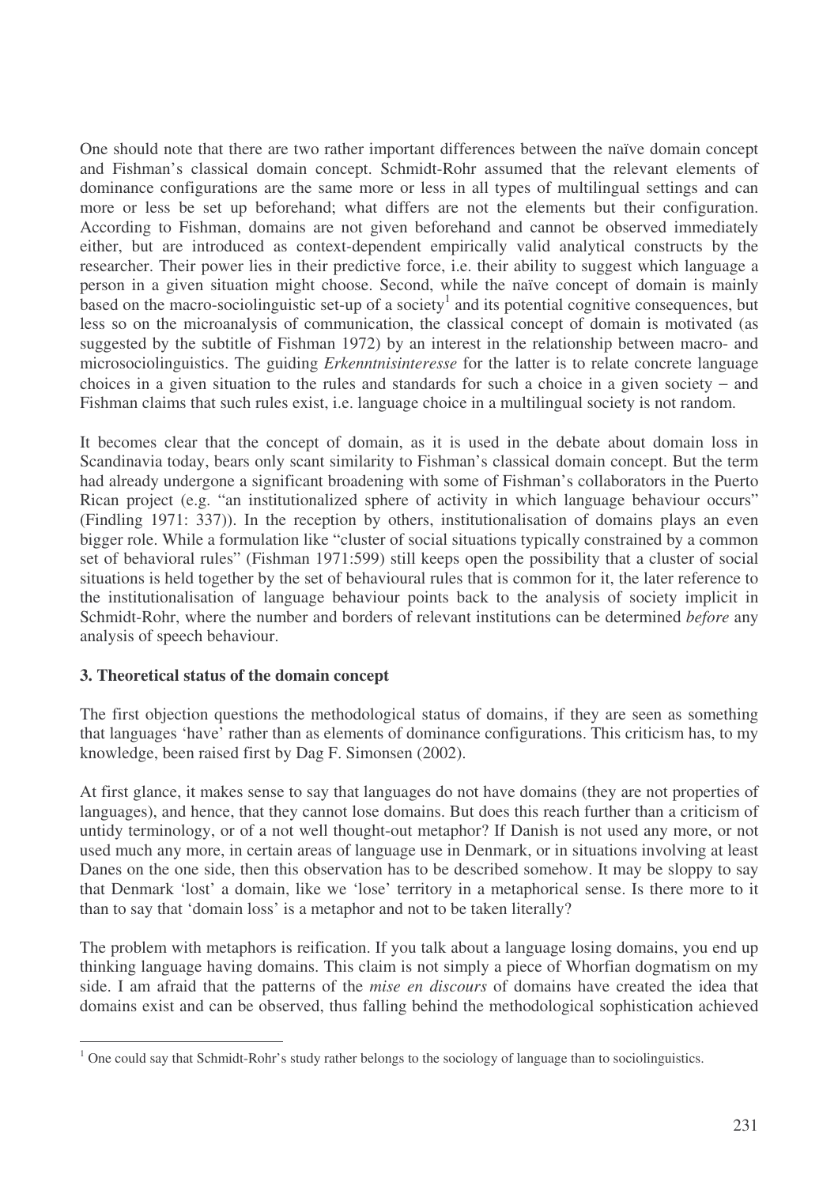One should note that there are two rather important differences between the naïve domain concept and Fishman's classical domain concept. Schmidt-Rohr assumed that the relevant elements of dominance configurations are the same more or less in all types of multilingual settings and can more or less be set up beforehand; what differs are not the elements but their configuration. According to Fishman, domains are not given beforehand and cannot be observed immediately either, but are introduced as context-dependent empirically valid analytical constructs by the researcher. Their power lies in their predictive force, i.e. their ability to suggest which language a person in a given situation might choose. Second, while the naïve concept of domain is mainly based on the macro-sociolinguistic set-up of a society[1] and its potential cognitive consequences, but less so on the microanalysis of communication, the classical concept of domain is motivated (as suggested by the subtitle of Fishman 1972) by an interest in the relationship between macro- and microsociolinguistics. The guiding *Erkenntnisinteresse* for the latter is to relate concrete language choices in a given situation to the rules and standards for such a choice in a given society – and Fishman claims that such rules exist, i.e. language choice in a multilingual society is not random.

It becomes clear that the concept of domain, as it is used in the debate about domain loss in Scandinavia today, bears only scant similarity to Fishman's classical domain concept. But the term had already undergone a significant broadening with some of Fishman's collaborators in the Puerto Rican project (e.g. "an institutionalized sphere of activity in which language behaviour occurs" (Findling 1971: 337)). In the reception by others, institutionalisation of domains plays an even bigger role. While a formulation like "cluster of social situations typically constrained by a common set of behavioral rules" (Fishman 1971:599) still keeps open the possibility that a cluster of social situations is held together by the set of behavioural rules that is common for it, the later reference to the institutionalisation of language behaviour points back to the analysis of society implicit in Schmidt-Rohr, where the number and borders of relevant institutions can be determined *before* any analysis of speech behaviour.

### 3. Theoretical status of the domain concept

The first objection questions the methodological status of domains, if they are seen as something that languages 'have' rather than as elements of dominance configurations. This criticism has, to my knowledge, been raised first by Dag F. Simonsen (2002).

At first glance, it makes sense to say that languages do not have domains (they are not properties of languages), and hence, that they cannot lose domains. But does this reach further than a criticism of untidy terminology, or of a not well thought-out metaphor? If Danish is not used any more, or not used much any more, in certain areas of language use in Denmark, or in situations involving at least Danes on the one side, then this observation has to be described somehow. It may be sloppy to say that Denmark 'lost' a domain, like we 'lose' territory in a metaphorical sense. Is there more to it than to say that 'domain loss' is a metaphor and not to be taken literally?

The problem with metaphors is reification. If you talk about a language losing domains, you end up thinking language having domains. This claim is not simply a piece of Whorfian dogmatism on my side. I am afraid that the patterns of the *mise en discours* of domains have created the idea that domains exist and can be observed, thus falling behind the methodological sophistication achieved

[1] One could say that Schmidt-Rohr's study rather belongs to the sociology of language than to sociolinguistics.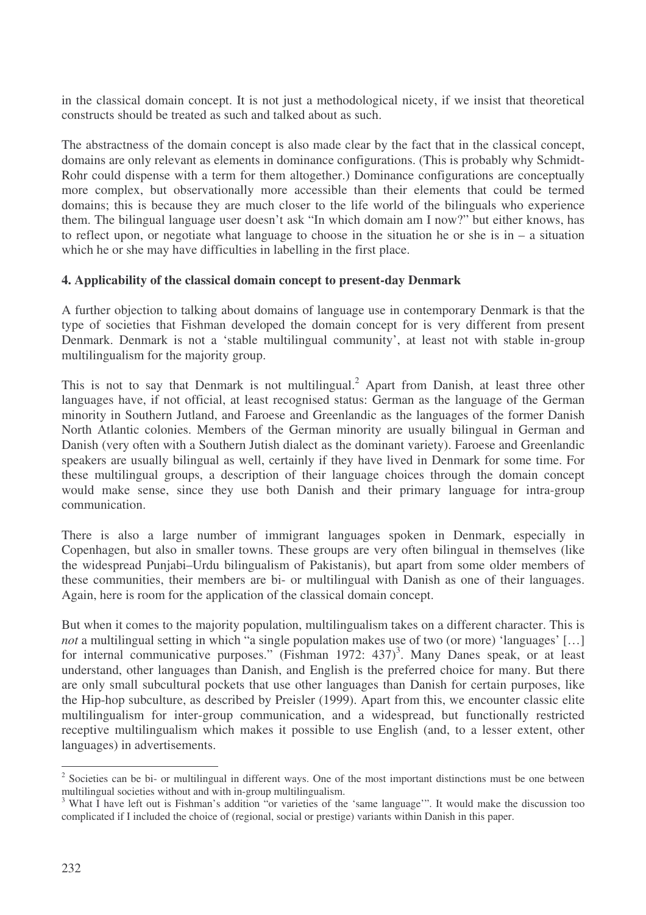in the classical domain concept. It is not just a methodological nicety, if we insist that theoretical constructs should be treated as such and talked about as such.

The abstractness of the domain concept is also made clear by the fact that in the classical concept, domains are only relevant as elements in dominance configurations. (This is probably why Schmidt-Rohr could dispense with a term for them altogether.) Dominance configurations are conceptually more complex, but observationally more accessible than their elements that could be termed domains; this is because they are much closer to the life world of the bilinguals who experience them. The bilingual language user doesn't ask "In which domain am I now?" but either knows, has to reflect upon, or negotiate what language to choose in the situation he or she is in – a situation which he or she may have difficulties in labelling in the first place.

### 4. Applicability of the classical domain concept to present-day Denmark

A further objection to talking about domains of language use in contemporary Denmark is that the type of societies that Fishman developed the domain concept for is very different from present Denmark. Denmark is not a 'stable multilingual community', at least not with stable in-group multilingualism for the majority group.

This is not to say that Denmark is not multilingual.[2] Apart from Danish, at least three other languages have, if not official, at least recognised status: German as the language of the German minority in Southern Jutland, and Faroese and Greenlandic as the languages of the former Danish North Atlantic colonies. Members of the German minority are usually bilingual in German and Danish (very often with a Southern Jutish dialect as the dominant variety). Faroese and Greenlandic speakers are usually bilingual as well, certainly if they have lived in Denmark for some time. For these multilingual groups, a description of their language choices through the domain concept would make sense, since they use both Danish and their primary language for intra-group communication.

There is also a large number of immigrant languages spoken in Denmark, especially in Copenhagen, but also in smaller towns. These groups are very often bilingual in themselves (like the widespread Punjabi–Urdu bilingualism of Pakistanis), but apart from some older members of these communities, their members are bi- or multilingual with Danish as one of their languages. Again, here is room for the application of the classical domain concept.

But when it comes to the majority population, multilingualism takes on a different character. This is *not* a multilingual setting in which "a single population makes use of two (or more) 'languages' […] for internal communicative purposes." (Fishman 1972: 437)[3]. Many Danes speak, or at least understand, other languages than Danish, and English is the preferred choice for many. But there are only small subcultural pockets that use other languages than Danish for certain purposes, like the Hip-hop subculture, as described by Preisler (1999). Apart from this, we encounter classic elite multilingualism for inter-group communication, and a widespread, but functionally restricted receptive multilingualism which makes it possible to use English (and, to a lesser extent, other languages) in advertisements.

---

[2] Societies can be bi- or multilingual in different ways. One of the most important distinctions must be one between multilingual societies without and with in-group multilingualism.

[3] What I have left out is Fishman's addition "or varieties of the 'same language'". It would make the discussion too complicated if I included the choice of (regional, social or prestige) variants within Danish in this paper.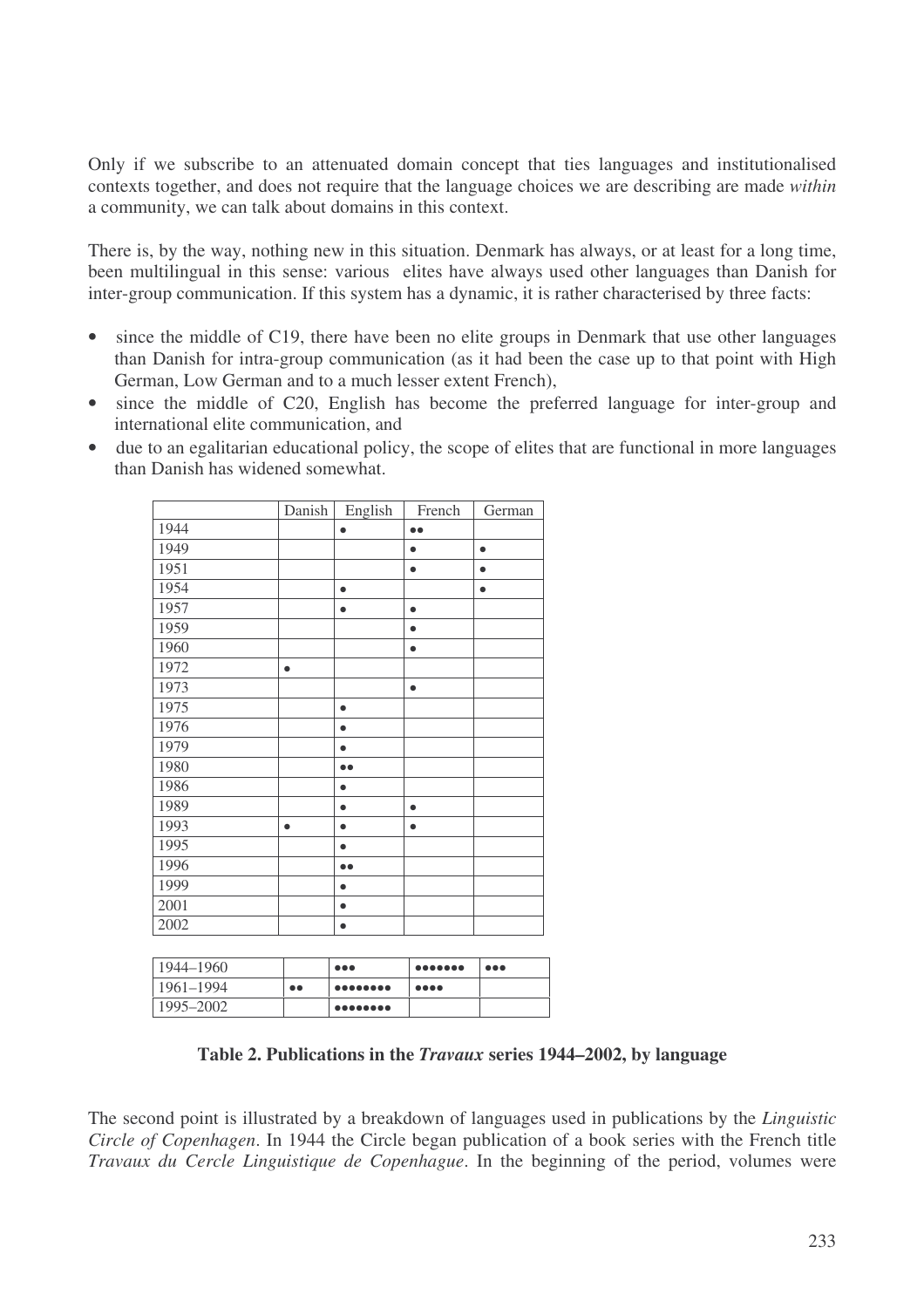Only if we subscribe to an attenuated domain concept that ties languages and institutionalised contexts together, and does not require that the language choices we are describing are made *within* a community, we can talk about domains in this context.

There is, by the way, nothing new in this situation. Denmark has always, or at least for a long time, been multilingual in this sense: various elites have always used other languages than Danish for inter-group communication. If this system has a dynamic, it is rather characterised by three facts:

- since the middle of C19, there have been no elite groups in Denmark that use other languages than Danish for intra-group communication (as it had been the case up to that point with High German, Low German and to a much lesser extent French),
- since the middle of C20, English has become the preferred language for inter-group and international elite communication, and
- due to an egalitarian educational policy, the scope of elites that are functional in more languages than Danish has widened somewhat.

| | Danish | English | French | German |
|---|---|---|---|---|
| 1944 | | • | •• | |
| 1949 | | | • | • |
| 1951 | | | • | • |
| 1954 | | • | | • |
| 1957 | | • | • | |
| 1959 | | | • | |
| 1960 | | | • | |
| 1972 | • | | | |
| 1973 | | | • | |
| 1975 | | • | | |
| 1976 | | • | | |
| 1979 | | • | | |
| 1980 | | •• | | |
| 1986 | | • | | |
| 1989 | | • | • | |
| 1993 | • | • | • | |
| 1995 | | • | | |
| 1996 | | •• | | |
| 1999 | | • | | |
| 2001 | | • | | |
| 2002 | | • | | |
| 1944–1960 | | ••• | ••••••• | ••• |
| 1961–1994 | •• | •••••••• | •••• | |
| 1995–2002 | | •••••••• | | |

**Table 2. Publications in the *Travaux* series 1944–2002, by language**

The second point is illustrated by a breakdown of languages used in publications by the *Linguistic Circle of Copenhagen*. In 1944 the Circle began publication of a book series with the French title *Travaux du Cercle Linguistique de Copenhague*. In the beginning of the period, volumes were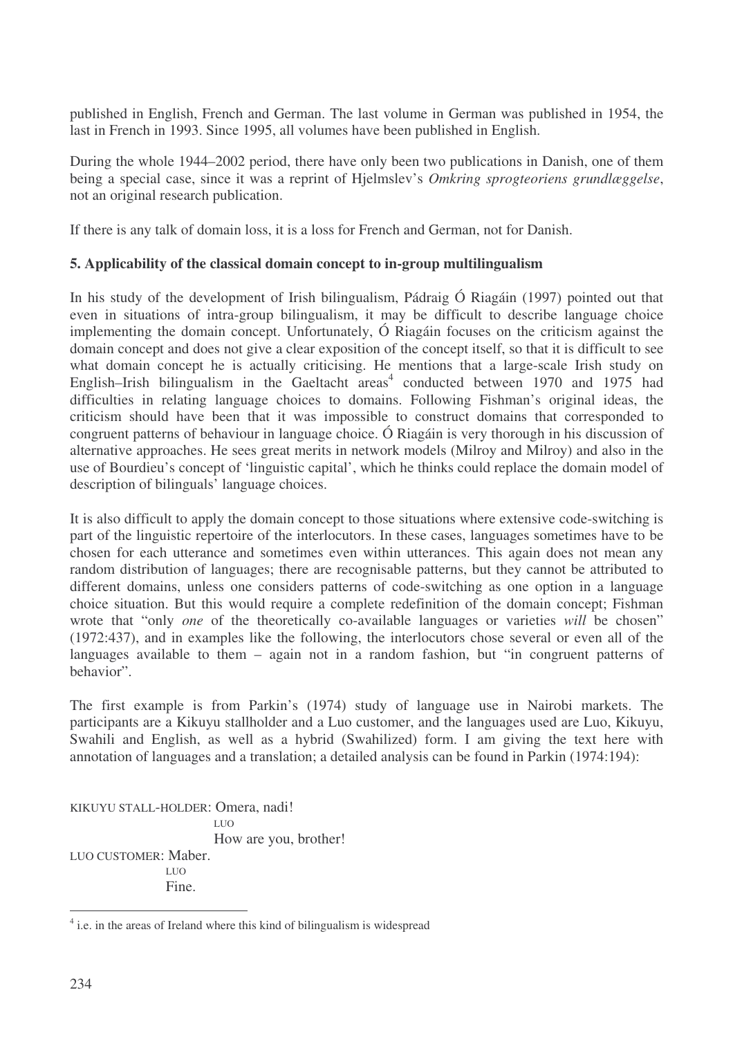published in English, French and German. The last volume in German was published in 1954, the last in French in 1993. Since 1995, all volumes have been published in English.

During the whole 1944–2002 period, there have only been two publications in Danish, one of them being a special case, since it was a reprint of Hjelmslev's *Omkring sprogteoriens grundlæggelse*, not an original research publication.

If there is any talk of domain loss, it is a loss for French and German, not for Danish.

## 5. Applicability of the classical domain concept to in-group multilingualism

In his study of the development of Irish bilingualism, Pádraig Ó Riagáin (1997) pointed out that even in situations of intra-group bilingualism, it may be difficult to describe language choice implementing the domain concept. Unfortunately, Ó Riagáin focuses on the criticism against the domain concept and does not give a clear exposition of the concept itself, so that it is difficult to see what domain concept he is actually criticising. He mentions that a large-scale Irish study on English–Irish bilingualism in the Gaeltacht areas[4] conducted between 1970 and 1975 had difficulties in relating language choices to domains. Following Fishman's original ideas, the criticism should have been that it was impossible to construct domains that corresponded to congruent patterns of behaviour in language choice. Ó Riagáin is very thorough in his discussion of alternative approaches. He sees great merits in network models (Milroy and Milroy) and also in the use of Bourdieu's concept of 'linguistic capital', which he thinks could replace the domain model of description of bilinguals' language choices.

It is also difficult to apply the domain concept to those situations where extensive code-switching is part of the linguistic repertoire of the interlocutors. In these cases, languages sometimes have to be chosen for each utterance and sometimes even within utterances. This again does not mean any random distribution of languages; there are recognisable patterns, but they cannot be attributed to different domains, unless one considers patterns of code-switching as one option in a language choice situation. But this would require a complete redefinition of the domain concept; Fishman wrote that "only *one* of the theoretically co-available languages or varieties *will* be chosen" (1972:437), and in examples like the following, the interlocutors chose several or even all of the languages available to them – again not in a random fashion, but "in congruent patterns of behavior".

The first example is from Parkin's (1974) study of language use in Nairobi markets. The participants are a Kikuyu stallholder and a Luo customer, and the languages used are Luo, Kikuyu, Swahili and English, as well as a hybrid (Swahilized) form. I am giving the text here with annotation of languages and a translation; a detailed analysis can be found in Parkin (1974:194):

KIKUYU STALL-HOLDER: Omera, nadi!
LUO
How are you, brother!

LUO CUSTOMER: Maber.
LUO
Fine.

[4] i.e. in the areas of Ireland where this kind of bilingualism is widespread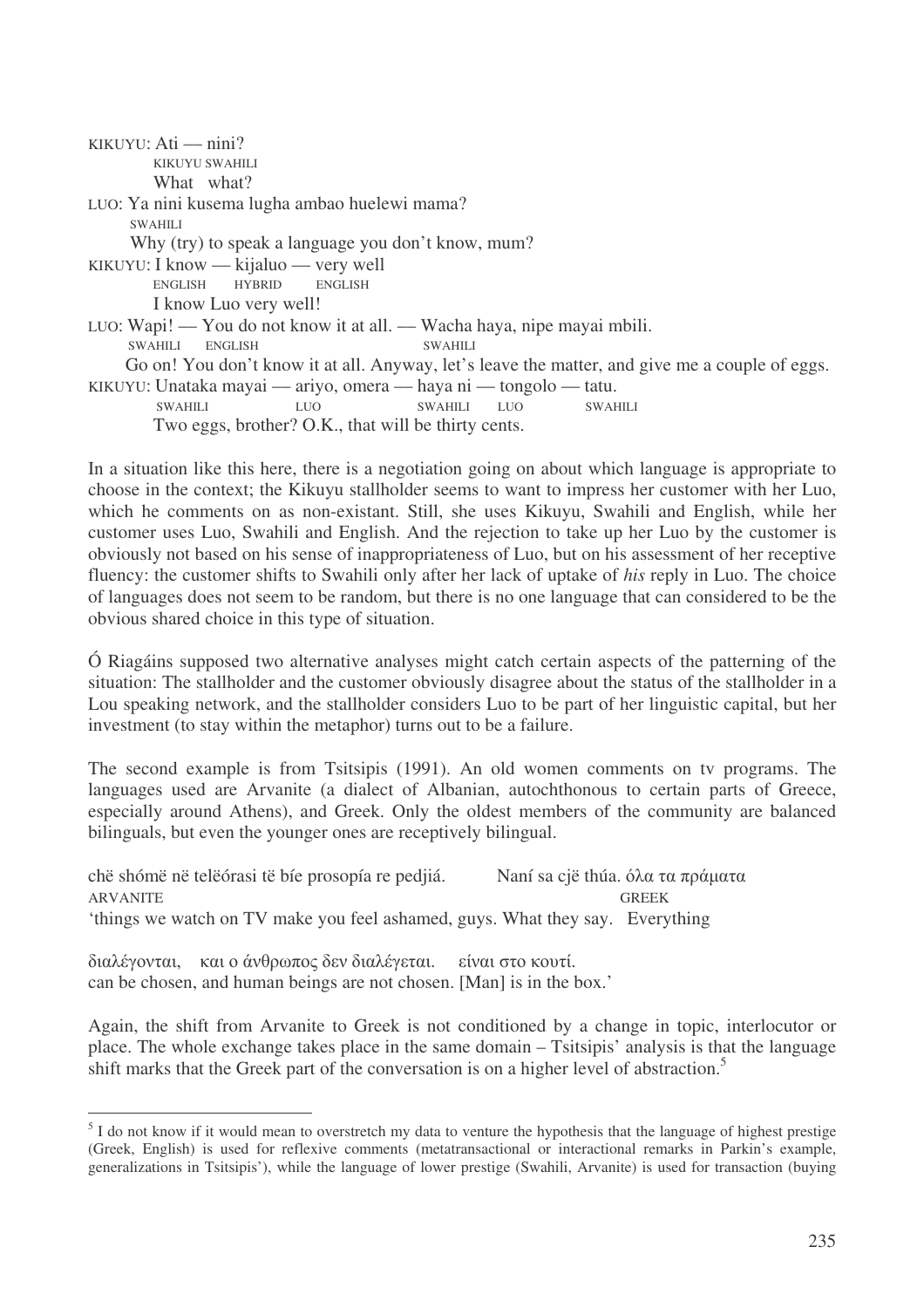KIKUYU: Ati — nini?
 KIKUYU SWAHILI
 What what?
LUO: Ya nini kusema lugha ambao huelewi mama?
 SWAHILI
 Why (try) to speak a language you don't know, mum?
KIKUYU: I know — kijaluo — very well
 ENGLISH HYBRID ENGLISH
 I know Luo very well!
LUO: Wapi! — You do not know it at all. — Wacha haya, nipe mayai mbili.
 SWAHILI ENGLISH SWAHILI
 Go on! You don't know it at all. Anyway, let's leave the matter, and give me a couple of eggs.
KIKUYU: Unataka mayai — ariyo, omera — haya ni — tongolo — tatu.
 SWAHILI LUO SWAHILI LUO SWAHILI
 Two eggs, brother? O.K., that will be thirty cents.

In a situation like this here, there is a negotiation going on about which language is appropriate to choose in the context; the Kikuyu stallholder seems to want to impress her customer with her Luo, which he comments on as non-existant. Still, she uses Kikuyu, Swahili and English, while her customer uses Luo, Swahili and English. And the rejection to take up her Luo by the customer is obviously not based on his sense of inappropriateness of Luo, but on his assessment of her receptive fluency: the customer shifts to Swahili only after her lack of uptake of *his* reply in Luo. The choice of languages does not seem to be random, but there is no one language that can considered to be the obvious shared choice in this type of situation.

Ó Riagáins supposed two alternative analyses might catch certain aspects of the patterning of the situation: The stallholder and the customer obviously disagree about the status of the stallholder in a Lou speaking network, and the stallholder considers Luo to be part of her linguistic capital, but her investment (to stay within the metaphor) turns out to be a failure.

The second example is from Tsitsipis (1991). An old women comments on tv programs. The languages used are Arvanite (a dialect of Albanian, autochthonous to certain parts of Greece, especially around Athens), and Greek. Only the oldest members of the community are balanced bilinguals, but even the younger ones are receptively bilingual.

chë shómë në telëórasi të bíe prosopía re pedjiá. Naní sa cjë thúa. όλα τα πράματα
ARVANITE GREEK
'things we watch on TV make you feel ashamed, guys. What they say. Everything

διαλέγονται, και ο άνθρωπος δεν διαλέγεται. είναι στο κουτί.
can be chosen, and human beings are not chosen. [Man] is in the box.'

Again, the shift from Arvanite to Greek is not conditioned by a change in topic, interlocutor or place. The whole exchange takes place in the same domain – Tsitsipis' analysis is that the language shift marks that the Greek part of the conversation is on a higher level of abstraction.[5]

[5] I do not know if it would mean to overstretch my data to venture the hypothesis that the language of highest prestige (Greek, English) is used for reflexive comments (metatransactional or interactional remarks in Parkin's example, generalizations in Tsitsipis'), while the language of lower prestige (Swahili, Arvanite) is used for transaction (buying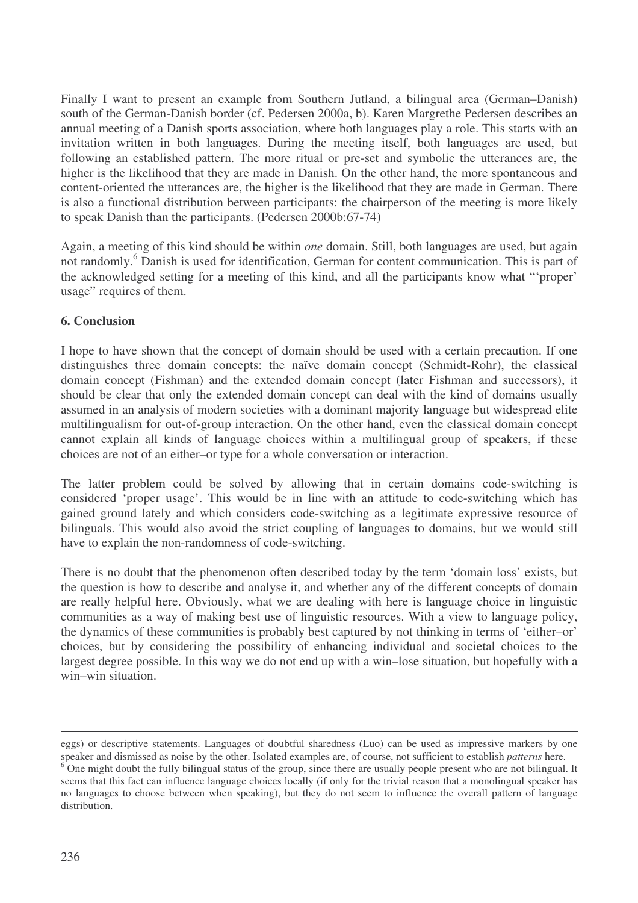Finally I want to present an example from Southern Jutland, a bilingual area (German–Danish) south of the German-Danish border (cf. Pedersen 2000a, b). Karen Margrethe Pedersen describes an annual meeting of a Danish sports association, where both languages play a role. This starts with an invitation written in both languages. During the meeting itself, both languages are used, but following an established pattern. The more ritual or pre-set and symbolic the utterances are, the higher is the likelihood that they are made in Danish. On the other hand, the more spontaneous and content-oriented the utterances are, the higher is the likelihood that they are made in German. There is also a functional distribution between participants: the chairperson of the meeting is more likely to speak Danish than the participants. (Pedersen 2000b:67-74)

Again, a meeting of this kind should be within *one* domain. Still, both languages are used, but again not randomly.[6] Danish is used for identification, German for content communication. This is part of the acknowledged setting for a meeting of this kind, and all the participants know what "'proper' usage" requires of them.

**6. Conclusion**

I hope to have shown that the concept of domain should be used with a certain precaution. If one distinguishes three domain concepts: the naïve domain concept (Schmidt-Rohr), the classical domain concept (Fishman) and the extended domain concept (later Fishman and successors), it should be clear that only the extended domain concept can deal with the kind of domains usually assumed in an analysis of modern societies with a dominant majority language but widespread elite multilingualism for out-of-group interaction. On the other hand, even the classical domain concept cannot explain all kinds of language choices within a multilingual group of speakers, if these choices are not of an either–or type for a whole conversation or interaction.

The latter problem could be solved by allowing that in certain domains code-switching is considered 'proper usage'. This would be in line with an attitude to code-switching which has gained ground lately and which considers code-switching as a legitimate expressive resource of bilinguals. This would also avoid the strict coupling of languages to domains, but we would still have to explain the non-randomness of code-switching.

There is no doubt that the phenomenon often described today by the term 'domain loss' exists, but the question is how to describe and analyse it, and whether any of the different concepts of domain are really helpful here. Obviously, what we are dealing with here is language choice in linguistic communities as a way of making best use of linguistic resources. With a view to language policy, the dynamics of these communities is probably best captured by not thinking in terms of 'either–or' choices, but by considering the possibility of enhancing individual and societal choices to the largest degree possible. In this way we do not end up with a win–lose situation, but hopefully with a win–win situation.

---

eggs) or descriptive statements. Languages of doubtful sharedness (Luo) can be used as impressive markers by one speaker and dismissed as noise by the other. Isolated examples are, of course, not sufficient to establish *patterns* here.

[6] One might doubt the fully bilingual status of the group, since there are usually people present who are not bilingual. It seems that this fact can influence language choices locally (if only for the trivial reason that a monolingual speaker has no languages to choose between when speaking), but they do not seem to influence the overall pattern of language distribution.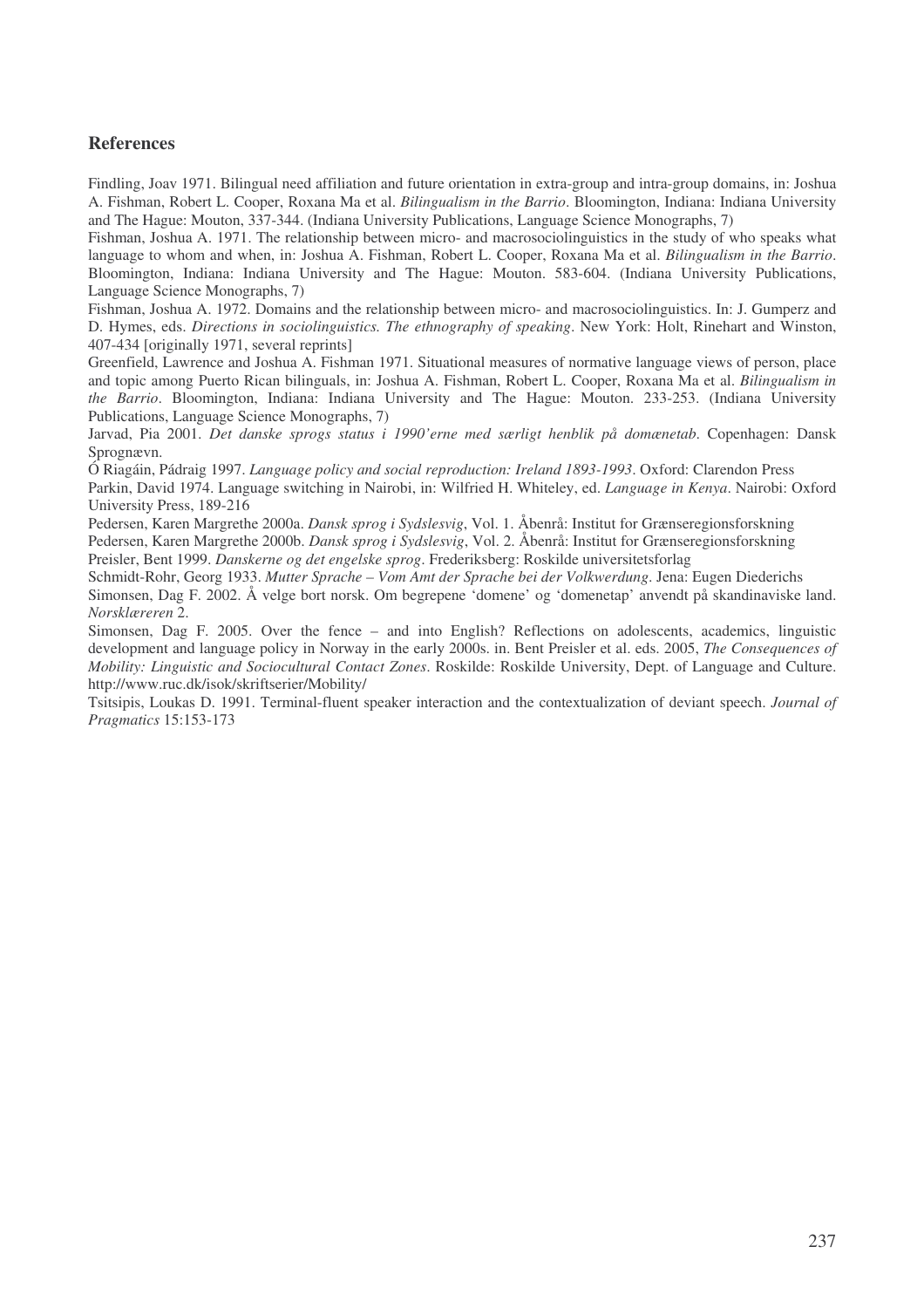## References

Findling, Joav 1971. Bilingual need affiliation and future orientation in extra-group and intra-group domains, in: Joshua A. Fishman, Robert L. Cooper, Roxana Ma et al. *Bilingualism in the Barrio*. Bloomington, Indiana: Indiana University and The Hague: Mouton, 337-344. (Indiana University Publications, Language Science Monographs, 7)

Fishman, Joshua A. 1971. The relationship between micro- and macrosociolinguistics in the study of who speaks what language to whom and when, in: Joshua A. Fishman, Robert L. Cooper, Roxana Ma et al. *Bilingualism in the Barrio*. Bloomington, Indiana: Indiana University and The Hague: Mouton. 583-604. (Indiana University Publications, Language Science Monographs, 7)

Fishman, Joshua A. 1972. Domains and the relationship between micro- and macrosociolinguistics. In: J. Gumperz and D. Hymes, eds. *Directions in sociolinguistics. The ethnography of speaking*. New York: Holt, Rinehart and Winston, 407-434 [originally 1971, several reprints]

Greenfield, Lawrence and Joshua A. Fishman 1971. Situational measures of normative language views of person, place and topic among Puerto Rican bilinguals, in: Joshua A. Fishman, Robert L. Cooper, Roxana Ma et al. *Bilingualism in the Barrio*. Bloomington, Indiana: Indiana University and The Hague: Mouton. 233-253. (Indiana University Publications, Language Science Monographs, 7)

Jarvad, Pia 2001. *Det danske sprogs status i 1990'erne med særligt henblik på domænetab*. Copenhagen: Dansk Sprognævn.

Ó Riagáin, Pádraig 1997. *Language policy and social reproduction: Ireland 1893-1993*. Oxford: Clarendon Press

Parkin, David 1974. Language switching in Nairobi, in: Wilfried H. Whiteley, ed. *Language in Kenya*. Nairobi: Oxford University Press, 189-216

Pedersen, Karen Margrethe 2000a. *Dansk sprog i Sydslesvig*, Vol. 1. Åbenrå: Institut for Grænseregionsforskning

Pedersen, Karen Margrethe 2000b. *Dansk sprog i Sydslesvig*, Vol. 2. Åbenrå: Institut for Grænseregionsforskning

Preisler, Bent 1999. *Danskerne og det engelske sprog*. Frederiksberg: Roskilde universitetsforlag

Schmidt-Rohr, Georg 1933. *Mutter Sprache – Vom Amt der Sprache bei der Volkwerdung*. Jena: Eugen Diederichs

Simonsen, Dag F. 2002. Å velge bort norsk. Om begrepene 'domene' og 'domenetap' anvendt på skandinaviske land. *Norsklæreren* 2.

Simonsen, Dag F. 2005. Over the fence – and into English? Reflections on adolescents, academics, linguistic development and language policy in Norway in the early 2000s. in. Bent Preisler et al. eds. 2005, *The Consequences of Mobility: Linguistic and Sociocultural Contact Zones*. Roskilde: Roskilde University, Dept. of Language and Culture. http://www.ruc.dk/isok/skriftserier/Mobility/

Tsitsipis, Loukas D. 1991. Terminal-fluent speaker interaction and the contextualization of deviant speech. *Journal of Pragmatics* 15:153-173